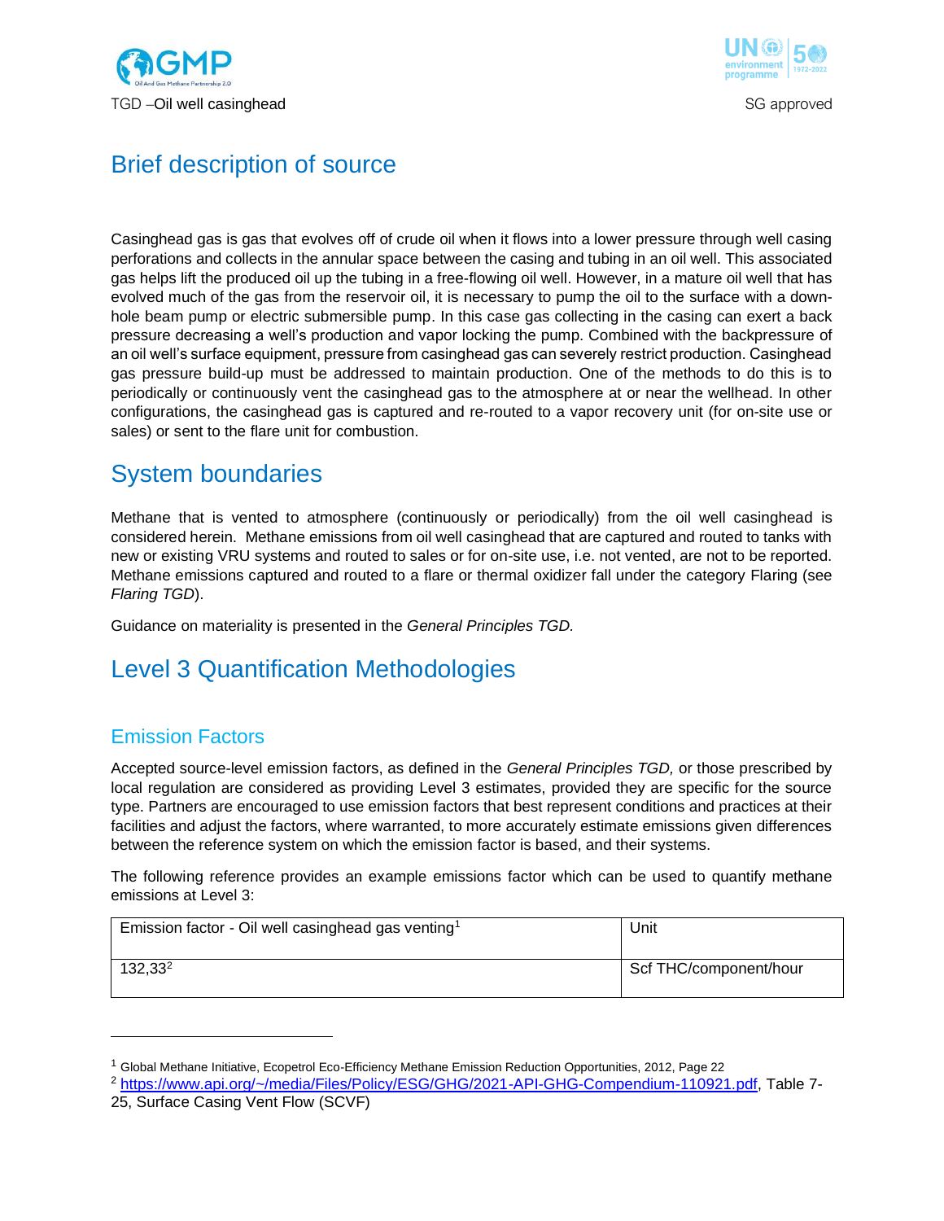# Brief description of source

Casinghead gas is gas that evolves off of crude oil when it flows into a lower pressure through well casing perforations and collects in the annular space between the casing and tubing in an oil well. This associated gas helps lift the produced oil up the tubing in a free-flowing oil well. However, in a mature oil well that has evolved much of the gas from the reservoir oil, it is necessary to pump the oil to the surface with a down-hole beam pump or electric submersible pump. In this case gas collecting in the casing can exert a back pressure decreasing a well's production and vapor locking the pump. Combined with the backpressure of an oil well's surface equipment, pressure from casinghead gas can severely restrict production. Casinghead gas pressure build-up must be addressed to maintain production. One of the methods to do this is to periodically or continuously vent the casinghead gas to the atmosphere at or near the wellhead. In other configurations, the casinghead gas is captured and re-routed to a vapor recovery unit (for on-site use or sales) or sent to the flare unit for combustion.

# System boundaries

Methane that is vented to atmosphere (continuously or periodically) from the oil well casinghead is considered herein. Methane emissions from oil well casinghead that are captured and routed to tanks with new or existing VRU systems and routed to sales or for on-site use, i.e. not vented, are not to be reported. Methane emissions captured and routed to a flare or thermal oxidizer fall under the category Flaring (see *Flaring TGD*).

Guidance on materiality is presented in the *General Principles TGD.*

# Level 3 Quantification Methodologies

## Emission Factors

Accepted source-level emission factors, as defined in the *General Principles TGD,* or those prescribed by local regulation are considered as providing Level 3 estimates, provided they are specific for the source type. Partners are encouraged to use emission factors that best represent conditions and practices at their facilities and adjust the factors, where warranted, to more accurately estimate emissions given differences between the reference system on which the emission factor is based, and their systems.

The following reference provides an example emissions factor which can be used to quantify methane emissions at Level 3:

| Emission factor - Oil well casinghead gas venting[1] | Unit |
|---|---|
| 132,33[2] | Scf THC/component/hour |

[1] Global Methane Initiative, Ecopetrol Eco-Efficiency Methane Emission Reduction Opportunities, 2012, Page 22

[2] https://www.api.org/~/media/Files/Policy/ESG/GHG/2021-API-GHG-Compendium-110921.pdf, Table 7-25, Surface Casing Vent Flow (SCVF)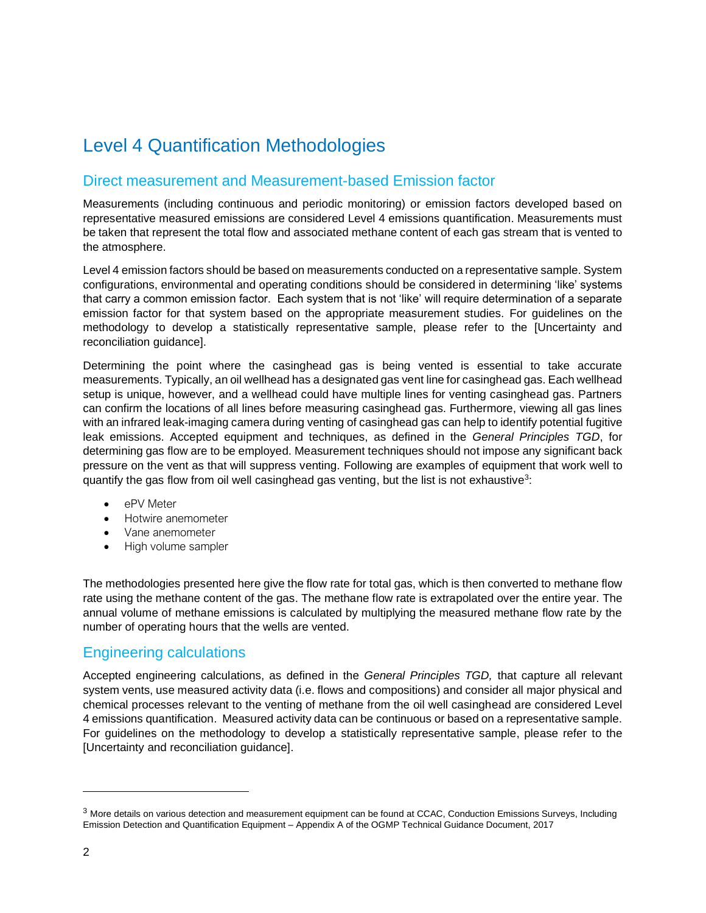# Level 4 Quantification Methodologies

## Direct measurement and Measurement-based Emission factor

Measurements (including continuous and periodic monitoring) or emission factors developed based on representative measured emissions are considered Level 4 emissions quantification. Measurements must be taken that represent the total flow and associated methane content of each gas stream that is vented to the atmosphere.

Level 4 emission factors should be based on measurements conducted on a representative sample. System configurations, environmental and operating conditions should be considered in determining 'like' systems that carry a common emission factor. Each system that is not 'like' will require determination of a separate emission factor for that system based on the appropriate measurement studies. For guidelines on the methodology to develop a statistically representative sample, please refer to the [Uncertainty and reconciliation guidance].

Determining the point where the casinghead gas is being vented is essential to take accurate measurements. Typically, an oil wellhead has a designated gas vent line for casinghead gas. Each wellhead setup is unique, however, and a wellhead could have multiple lines for venting casinghead gas. Partners can confirm the locations of all lines before measuring casinghead gas. Furthermore, viewing all gas lines with an infrared leak-imaging camera during venting of casinghead gas can help to identify potential fugitive leak emissions. Accepted equipment and techniques, as defined in the *General Principles TGD*, for determining gas flow are to be employed. Measurement techniques should not impose any significant back pressure on the vent as that will suppress venting. Following are examples of equipment that work well to quantify the gas flow from oil well casinghead gas venting, but the list is not exhaustive[3]:

- ePV Meter
- Hotwire anemometer
- Vane anemometer
- High volume sampler

The methodologies presented here give the flow rate for total gas, which is then converted to methane flow rate using the methane content of the gas. The methane flow is extrapolated over the entire year. The annual volume of methane emissions is calculated by multiplying the measured methane flow rate by the number of operating hours that the wells are vented.

## Engineering calculations

Accepted engineering calculations, as defined in the *General Principles TGD,* that capture all relevant system vents, use measured activity data (i.e. flows and compositions) and consider all major physical and chemical processes relevant to the venting of methane from the oil well casinghead are considered Level 4 emissions quantification. Measured activity data can be continuous or based on a representative sample. For guidelines on the methodology to develop a statistically representative sample, please refer to the [Uncertainty and reconciliation guidance].

---

[3] More details on various detection and measurement equipment can be found at CCAC, Conduction Emissions Surveys, Including Emission Detection and Quantification Equipment – Appendix A of the OGMP Technical Guidance Document, 2017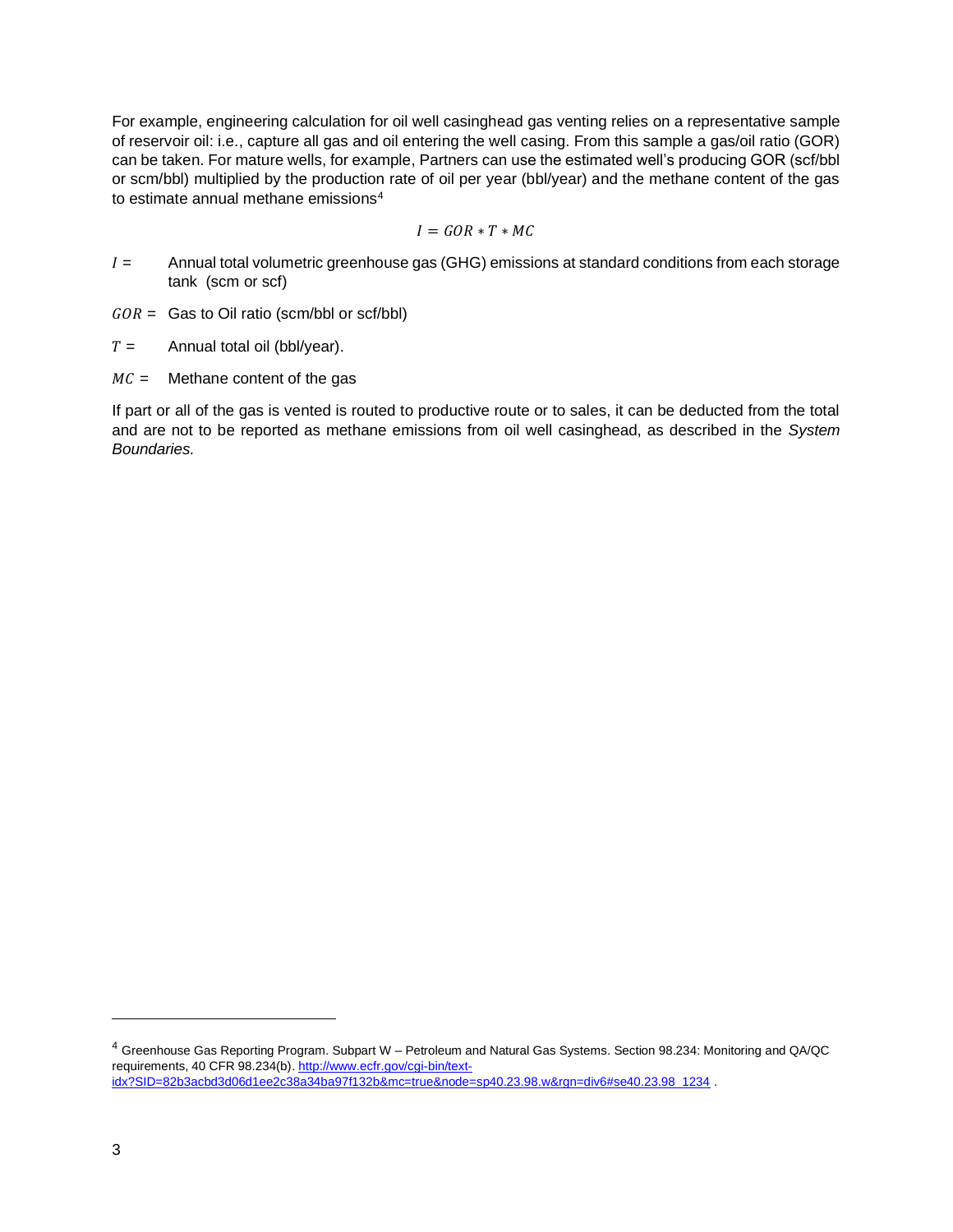For example, engineering calculation for oil well casinghead gas venting relies on a representative sample of reservoir oil: i.e., capture all gas and oil entering the well casing. From this sample a gas/oil ratio (GOR) can be taken. For mature wells, for example, Partners can use the estimated well's producing GOR (scf/bbl or scm/bbl) multiplied by the production rate of oil per year (bbl/year) and the methane content of the gas to estimate annual methane emissions[4]

$$I = GOR * T * MC$$

$I =$ Annual total volumetric greenhouse gas (GHG) emissions at standard conditions from each storage tank (scm or scf)

$GOR =$ Gas to Oil ratio (scm/bbl or scf/bbl)

$T =$ Annual total oil (bbl/year).

$MC =$ Methane content of the gas

If part or all of the gas is vented is routed to productive route or to sales, it can be deducted from the total and are not to be reported as methane emissions from oil well casinghead, as described in the *System Boundaries.*

---

[4] Greenhouse Gas Reporting Program. Subpart W – Petroleum and Natural Gas Systems. Section 98.234: Monitoring and QA/QC requirements, 40 CFR 98.234(b). [http://www.ecfr.gov/cgi-bin/text-idx?SID=82b3acbd3d06d1ee2c38a34ba97f132b&mc=true&node=sp40.23.98.w&rgn=div6#se40.23.98_1234](http://www.ecfr.gov/cgi-bin/text-idx?SID=82b3acbd3d06d1ee2c38a34ba97f132b&mc=true&node=sp40.23.98.w&rgn=div6#se40.23.98_1234) .